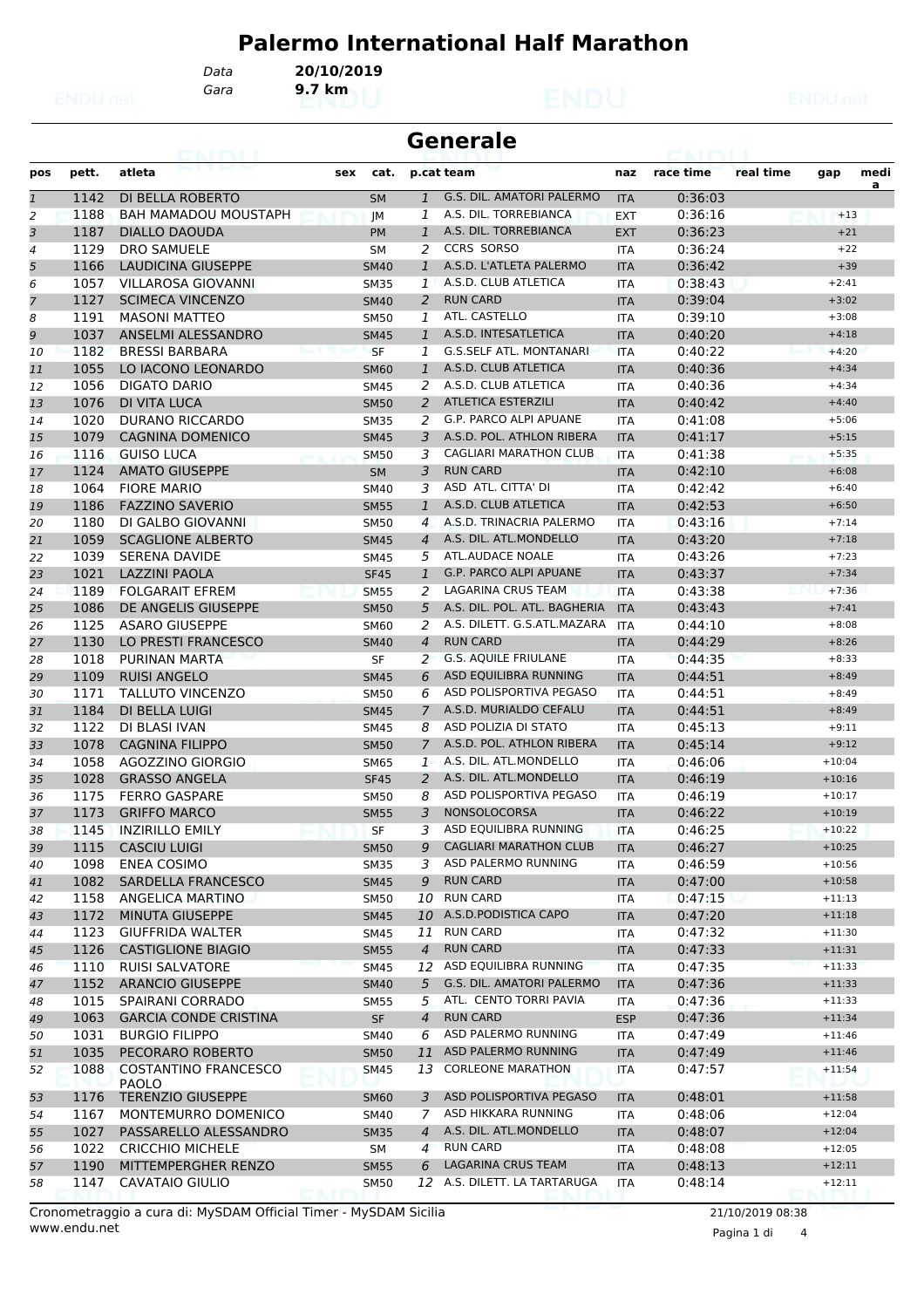# Palermo International Half Marathon

Data **20/10/2019**
Gara **9.7 km**

## Generale

| pos | pett. | atleta | sex | cat. | p.cat | team | naz | race time | real time | gap | media |
|---|---|---|---|---|---|---|---|---|---|---|---|
| 1 | 1142 | DI BELLA ROBERTO | | SM | 1 | G.S. DIL. AMATORI PALERMO | ITA | 0:36:03 | | | |
| 2 | 1188 | BAH MAMADOU MOUSTAPH | | JM | 1 | A.S. DIL. TORREBIANCA | EXT | 0:36:16 | | +13 | |
| 3 | 1187 | DIALLO DAOUDA | | PM | 1 | A.S. DIL. TORREBIANCA | EXT | 0:36:23 | | +21 | |
| 4 | 1129 | DRO SAMUELE | | SM | 2 | CCRS SORSO | ITA | 0:36:24 | | +22 | |
| 5 | 1166 | LAUDICINA GIUSEPPE | | SM40 | 1 | A.S.D. L'ATLETA PALERMO | ITA | 0:36:42 | | +39 | |
| 6 | 1057 | VILLAROSA GIOVANNI | | SM35 | 1 | A.S.D. CLUB ATLETICA | ITA | 0:38:43 | | +2:41 | |
| 7 | 1127 | SCIMECA VINCENZO | | SM40 | 2 | RUN CARD | ITA | 0:39:04 | | +3:02 | |
| 8 | 1191 | MASONI MATTEO | | SM50 | 1 | ATL. CASTELLO | ITA | 0:39:10 | | +3:08 | |
| 9 | 1037 | ANSELMI ALESSANDRO | | SM45 | 1 | A.S.D. INTESATLETICA | ITA | 0:40:20 | | +4:18 | |
| 10 | 1182 | BRESSI BARBARA | | SF | 1 | G.S.SELF ATL. MONTANARI | ITA | 0:40:22 | | +4:20 | |
| 11 | 1055 | LO IACONO LEONARDO | | SM60 | 1 | A.S.D. CLUB ATLETICA | ITA | 0:40:36 | | +4:34 | |
| 12 | 1056 | DIGATO DARIO | | SM45 | 2 | A.S.D. CLUB ATLETICA | ITA | 0:40:36 | | +4:34 | |
| 13 | 1076 | DI VITA LUCA | | SM50 | 2 | ATLETICA ESTERZILI | ITA | 0:40:42 | | +4:40 | |
| 14 | 1020 | DURANO RICCARDO | | SM35 | 2 | G.P. PARCO ALPI APUANE | ITA | 0:41:08 | | +5:06 | |
| 15 | 1079 | CAGNINA DOMENICO | | SM45 | 3 | A.S.D. POL. ATHLON RIBERA | ITA | 0:41:17 | | +5:15 | |
| 16 | 1116 | GUISO LUCA | | SM50 | 3 | CAGLIARI MARATHON CLUB | ITA | 0:41:38 | | +5:35 | |
| 17 | 1124 | AMATO GIUSEPPE | | SM | 3 | RUN CARD | ITA | 0:42:10 | | +6:08 | |
| 18 | 1064 | FIORE MARIO | | SM40 | 3 | ASD ATL. CITTA' DI | ITA | 0:42:42 | | +6:40 | |
| 19 | 1186 | FAZZINO SAVERIO | | SM55 | 1 | A.S.D. CLUB ATLETICA | ITA | 0:42:53 | | +6:50 | |
| 20 | 1180 | DI GALBO GIOVANNI | | SM50 | 4 | A.S.D. TRINACRIA PALERMO | ITA | 0:43:16 | | +7:14 | |
| 21 | 1059 | SCAGLIONE ALBERTO | | SM45 | 4 | A.S. DIL. ATL.MONDELLO | ITA | 0:43:20 | | +7:18 | |
| 22 | 1039 | SERENA DAVIDE | | SM45 | 5 | ATL.AUDACE NOALE | ITA | 0:43:26 | | +7:23 | |
| 23 | 1021 | LAZZINI PAOLA | | SF45 | 1 | G.P. PARCO ALPI APUANE | ITA | 0:43:37 | | +7:34 | |
| 24 | 1189 | FOLGARAIT EFREM | | SM55 | 2 | LAGARINA CRUS TEAM | ITA | 0:43:38 | | +7:36 | |
| 25 | 1086 | DE ANGELIS GIUSEPPE | | SM50 | 5 | A.S. DIL. POL. ATL. BAGHERIA | ITA | 0:43:43 | | +7:41 | |
| 26 | 1125 | ASARO GIUSEPPE | | SM60 | 2 | A.S. DILETT. G.S.ATL.MAZARA | ITA | 0:44:10 | | +8:08 | |
| 27 | 1130 | LO PRESTI FRANCESCO | | SM40 | 4 | RUN CARD | ITA | 0:44:29 | | +8:26 | |
| 28 | 1018 | PURINAN MARTA | | SF | 2 | G.S. AQUILE FRIULANE | ITA | 0:44:35 | | +8:33 | |
| 29 | 1109 | RUISI ANGELO | | SM45 | 6 | ASD EQUILIBRA RUNNING | ITA | 0:44:51 | | +8:49 | |
| 30 | 1171 | TALLUTO VINCENZO | | SM50 | 6 | ASD POLISPORTIVA PEGASO | ITA | 0:44:51 | | +8:49 | |
| 31 | 1184 | DI BELLA LUIGI | | SM45 | 7 | A.S.D. MURIALDO CEFALU | ITA | 0:44:51 | | +8:49 | |
| 32 | 1122 | DI BLASI IVAN | | SM45 | 8 | ASD POLIZIA DI STATO | ITA | 0:45:13 | | +9:11 | |
| 33 | 1078 | CAGNINA FILIPPO | | SM50 | 7 | A.S.D. POL. ATHLON RIBERA | ITA | 0:45:14 | | +9:12 | |
| 34 | 1058 | AGOZZINO GIORGIO | | SM65 | 1 | A.S. DIL. ATL.MONDELLO | ITA | 0:46:06 | | +10:04 | |
| 35 | 1028 | GRASSO ANGELA | | SF45 | 2 | A.S. DIL. ATL.MONDELLO | ITA | 0:46:19 | | +10:16 | |
| 36 | 1175 | FERRO GASPARE | | SM50 | 8 | ASD POLISPORTIVA PEGASO | ITA | 0:46:19 | | +10:17 | |
| 37 | 1173 | GRIFFO MARCO | | SM55 | 3 | NONSOLOCORSA | ITA | 0:46:22 | | +10:19 | |
| 38 | 1145 | INZIRILLO EMILY | | SF | 3 | ASD EQUILIBRA RUNNING | ITA | 0:46:25 | | +10:22 | |
| 39 | 1115 | CASCIU LUIGI | | SM50 | 9 | CAGLIARI MARATHON CLUB | ITA | 0:46:27 | | +10:25 | |
| 40 | 1098 | ENEA COSIMO | | SM35 | 3 | ASD PALERMO RUNNING | ITA | 0:46:59 | | +10:56 | |
| 41 | 1082 | SARDELLA FRANCESCO | | SM45 | 9 | RUN CARD | ITA | 0:47:00 | | +10:58 | |
| 42 | 1158 | ANGELICA MARTINO | | SM50 | 10 | RUN CARD | ITA | 0:47:15 | | +11:13 | |
| 43 | 1172 | MINUTA GIUSEPPE | | SM45 | 10 | A.S.D.PODISTICA CAPO | ITA | 0:47:20 | | +11:18 | |
| 44 | 1123 | GIUFFRIDA WALTER | | SM45 | 11 | RUN CARD | ITA | 0:47:32 | | +11:30 | |
| 45 | 1126 | CASTIGLIONE BIAGIO | | SM55 | 4 | RUN CARD | ITA | 0:47:33 | | +11:31 | |
| 46 | 1110 | RUISI SALVATORE | | SM45 | 12 | ASD EQUILIBRA RUNNING | ITA | 0:47:35 | | +11:33 | |
| 47 | 1152 | ARANCIO GIUSEPPE | | SM40 | 5 | G.S. DIL. AMATORI PALERMO | ITA | 0:47:36 | | +11:33 | |
| 48 | 1015 | SPAIRANI CORRADO | | SM55 | 5 | ATL. CENTO TORRI PAVIA | ITA | 0:47:36 | | +11:33 | |
| 49 | 1063 | GARCIA CONDE CRISTINA | | SF | 4 | RUN CARD | ESP | 0:47:36 | | +11:34 | |
| 50 | 1031 | BURGIO FILIPPO | | SM40 | 6 | ASD PALERMO RUNNING | ITA | 0:47:49 | | +11:46 | |
| 51 | 1035 | PECORARO ROBERTO | | SM50 | 11 | ASD PALERMO RUNNING | ITA | 0:47:49 | | +11:46 | |
| 52 | 1088 | COSTANTINO FRANCESCO PAOLO | | SM45 | 13 | CORLEONE MARATHON | ITA | 0:47:57 | | +11:54 | |
| 53 | 1176 | TERENZIO GIUSEPPE | | SM60 | 3 | ASD POLISPORTIVA PEGASO | ITA | 0:48:01 | | +11:58 | |
| 54 | 1167 | MONTEMURRO DOMENICO | | SM40 | 7 | ASD HIKKARA RUNNING | ITA | 0:48:06 | | +12:04 | |
| 55 | 1027 | PASSARELLO ALESSANDRO | | SM35 | 4 | A.S. DIL. ATL.MONDELLO | ITA | 0:48:07 | | +12:04 | |
| 56 | 1022 | CRICCHIO MICHELE | | SM | 4 | RUN CARD | ITA | 0:48:08 | | +12:05 | |
| 57 | 1190 | MITTEMPERGHER RENZO | | SM55 | 6 | LAGARINA CRUS TEAM | ITA | 0:48:13 | | +12:11 | |
| 58 | 1147 | CAVATAIO GIULIO | | SM50 | 12 | A.S. DILETT. LA TARTARUGA | ITA | 0:48:14 | | +12:11 | |

Cronometraggio a cura di: MySDAM Official Timer - MySDAM Sicilia
www.endu.net
21/10/2019 08:38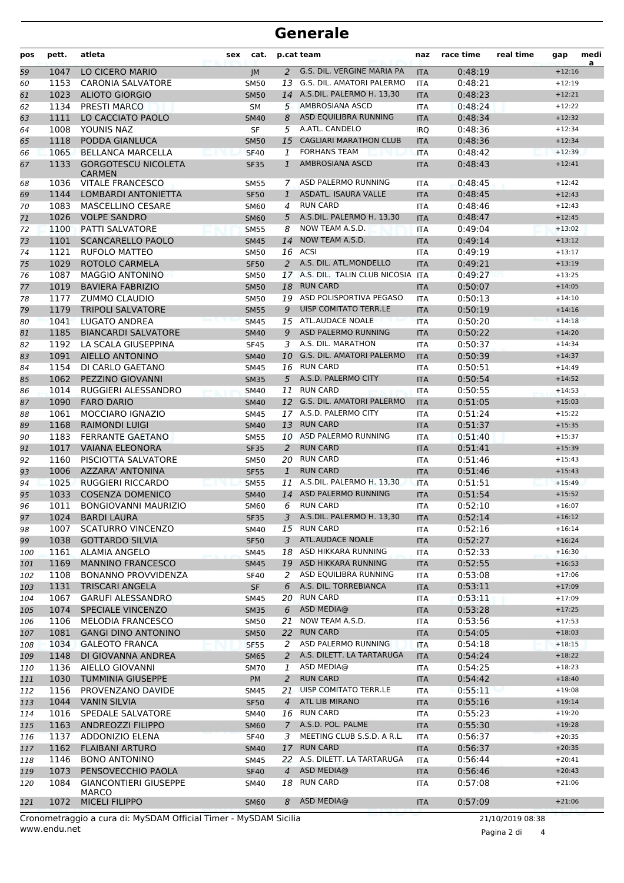# Generale

| pos | pett. | atleta | sex | cat. | p.cat | team | naz | race time | real time | gap | media |
|---|---|---|---|---|---|---|---|---|---|---|---|
| 59 | 1047 | LO CICERO MARIO | | JM | 2 | G.S. DIL. VERGINE MARIA PA | ITA | 0:48:19 | | +12:16 | |
| 60 | 1153 | CARONIA SALVATORE | | SM50 | 13 | G.S. DIL. AMATORI PALERMO | ITA | 0:48:21 | | +12:19 | |
| 61 | 1023 | ALIOTO GIORGIO | | SM50 | 14 | A.S.DIL. PALERMO H. 13,30 | ITA | 0:48:23 | | +12:21 | |
| 62 | 1134 | PRESTI MARCO | | SM | 5 | AMBROSIANA ASCD | ITA | 0:48:24 | | +12:22 | |
| 63 | 1111 | LO CACCIATO PAOLO | | SM40 | 8 | ASD EQUILIBRA RUNNING | ITA | 0:48:34 | | +12:32 | |
| 64 | 1008 | YOUNIS NAZ | | SF | 5 | A.ATL. CANDELO | IRQ | 0:48:36 | | +12:34 | |
| 65 | 1118 | PODDA GIANLUCA | | SM50 | 15 | CAGLIARI MARATHON CLUB | ITA | 0:48:36 | | +12:34 | |
| 66 | 1065 | BELLANCA MARCELLA | | SF40 | 1 | FORHANS TEAM | ITA | 0:48:42 | | +12:39 | |
| 67 | 1133 | GORGOTESCU NICOLETA CARMEN | | SF35 | 1 | AMBROSIANA ASCD | ITA | 0:48:43 | | +12:41 | |
| 68 | 1036 | VITALE FRANCESCO | | SM55 | 7 | ASD PALERMO RUNNING | ITA | 0:48:45 | | +12:42 | |
| 69 | 1144 | LOMBARDI ANTONIETTA | | SF50 | 1 | ASDATL. ISAURA VALLE | ITA | 0:48:45 | | +12:43 | |
| 70 | 1083 | MASCELLINO CESARE | | SM60 | 4 | RUN CARD | ITA | 0:48:46 | | +12:43 | |
| 71 | 1026 | VOLPE SANDRO | | SM60 | 5 | A.S.DIL. PALERMO H. 13,30 | ITA | 0:48:47 | | +12:45 | |
| 72 | 1100 | PATTI SALVATORE | | SM55 | 8 | NOW TEAM A.S.D. | ITA | 0:49:04 | | +13:02 | |
| 73 | 1101 | SCANCARELLO PAOLO | | SM45 | 14 | NOW TEAM A.S.D. | ITA | 0:49:14 | | +13:12 | |
| 74 | 1121 | RUFOLO MATTEO | | SM50 | 16 | ACSI | ITA | 0:49:19 | | +13:17 | |
| 75 | 1029 | ROTOLO CARMELA | | SF50 | 2 | A.S. DIL. ATL.MONDELLO | ITA | 0:49:21 | | +13:19 | |
| 76 | 1087 | MAGGIO ANTONINO | | SM50 | 17 | A.S. DIL. TALIN CLUB NICOSIA | ITA | 0:49:27 | | +13:25 | |
| 77 | 1019 | BAVIERA FABRIZIO | | SM50 | 18 | RUN CARD | ITA | 0:50:07 | | +14:05 | |
| 78 | 1177 | ZUMMO CLAUDIO | | SM50 | 19 | ASD POLISPORTIVA PEGASO | ITA | 0:50:13 | | +14:10 | |
| 79 | 1179 | TRIPOLI SALVATORE | | SM55 | 9 | UISP COMITATO TERR.LE | ITA | 0:50:19 | | +14:16 | |
| 80 | 1041 | LUGATO ANDREA | | SM45 | 15 | ATL.AUDACE NOALE | ITA | 0:50:20 | | +14:18 | |
| 81 | 1185 | BIANCARDI SALVATORE | | SM40 | 9 | ASD PALERMO RUNNING | ITA | 0:50:22 | | +14:20 | |
| 82 | 1192 | LA SCALA GIUSEPPINA | | SF45 | 3 | A.S. DIL. MARATHON | ITA | 0:50:37 | | +14:34 | |
| 83 | 1091 | AIELLO ANTONINO | | SM40 | 10 | G.S. DIL. AMATORI PALERMO | ITA | 0:50:39 | | +14:37 | |
| 84 | 1154 | DI CARLO GAETANO | | SM45 | 16 | RUN CARD | ITA | 0:50:51 | | +14:49 | |
| 85 | 1062 | PEZZINO GIOVANNI | | SM35 | 5 | A.S.D. PALERMO CITY | ITA | 0:50:54 | | +14:52 | |
| 86 | 1014 | RUGGIERI ALESSANDRO | | SM40 | 11 | RUN CARD | ITA | 0:50:55 | | +14:53 | |
| 87 | 1090 | FARO DARIO | | SM40 | 12 | G.S. DIL. AMATORI PALERMO | ITA | 0:51:05 | | +15:03 | |
| 88 | 1061 | MOCCIARO IGNAZIO | | SM45 | 17 | A.S.D. PALERMO CITY | ITA | 0:51:24 | | +15:22 | |
| 89 | 1168 | RAIMONDI LUIGI | | SM40 | 13 | RUN CARD | ITA | 0:51:37 | | +15:35 | |
| 90 | 1183 | FERRANTE GAETANO | | SM55 | 10 | ASD PALERMO RUNNING | ITA | 0:51:40 | | +15:37 | |
| 91 | 1017 | VAIANA ELEONORA | | SF35 | 2 | RUN CARD | ITA | 0:51:41 | | +15:39 | |
| 92 | 1160 | PISCIOTTA SALVATORE | | SM50 | 20 | RUN CARD | ITA | 0:51:46 | | +15:43 | |
| 93 | 1006 | AZZARA' ANTONINA | | SF55 | 1 | RUN CARD | ITA | 0:51:46 | | +15:43 | |
| 94 | 1025 | RUGGIERI RICCARDO | | SM55 | 11 | A.S.DIL. PALERMO H. 13,30 | ITA | 0:51:51 | | +15:49 | |
| 95 | 1033 | COSENZA DOMENICO | | SM40 | 14 | ASD PALERMO RUNNING | ITA | 0:51:54 | | +15:52 | |
| 96 | 1011 | BONGIOVANNI MAURIZIO | | SM60 | 6 | RUN CARD | ITA | 0:52:10 | | +16:07 | |
| 97 | 1024 | BARDI LAURA | | SF35 | 3 | A.S.DIL. PALERMO H. 13,30 | ITA | 0:52:14 | | +16:12 | |
| 98 | 1007 | SCATURRO VINCENZO | | SM40 | 15 | RUN CARD | ITA | 0:52:16 | | +16:14 | |
| 99 | 1038 | GOTTARDO SILVIA | | SF50 | 3 | ATL.AUDACE NOALE | ITA | 0:52:27 | | +16:24 | |
| 100 | 1161 | ALAMIA ANGELO | | SM45 | 18 | ASD HIKKARA RUNNING | ITA | 0:52:33 | | +16:30 | |
| 101 | 1169 | MANNINO FRANCESCO | | SM45 | 19 | ASD HIKKARA RUNNING | ITA | 0:52:55 | | +16:53 | |
| 102 | 1108 | BONANNO PROVVIDENZA | | SF40 | 2 | ASD EQUILIBRA RUNNING | ITA | 0:53:08 | | +17:06 | |
| 103 | 1131 | TRISCARI ANGELA | | SF | 6 | A.S. DIL. TORREBIANCA | ITA | 0:53:11 | | +17:09 | |
| 104 | 1067 | GARUFI ALESSANDRO | | SM45 | 20 | RUN CARD | ITA | 0:53:11 | | +17:09 | |
| 105 | 1074 | SPECIALE VINCENZO | | SM35 | 6 | ASD MEDIA@ | ITA | 0:53:28 | | +17:25 | |
| 106 | 1106 | MELODIA FRANCESCO | | SM50 | 21 | NOW TEAM A.S.D. | ITA | 0:53:56 | | +17:53 | |
| 107 | 1081 | GANGI DINO ANTONINO | | SM50 | 22 | RUN CARD | ITA | 0:54:05 | | +18:03 | |
| 108 | 1034 | GALEOTO FRANCA | | SF55 | 2 | ASD PALERMO RUNNING | ITA | 0:54:18 | | +18:15 | |
| 109 | 1148 | DI GIOVANNA ANDREA | | SM65 | 2 | A.S. DILETT. LA TARTARUGA | ITA | 0:54:24 | | +18:22 | |
| 110 | 1136 | AIELLO GIOVANNI | | SM70 | 1 | ASD MEDIA@ | ITA | 0:54:25 | | +18:23 | |
| 111 | 1030 | TUMMINIA GIUSEPPE | | PM | 2 | RUN CARD | ITA | 0:54:42 | | +18:40 | |
| 112 | 1156 | PROVENZANO DAVIDE | | SM45 | 21 | UISP COMITATO TERR.LE | ITA | 0:55:11 | | +19:08 | |
| 113 | 1044 | VANIN SILVIA | | SF50 | 4 | ATL LIB MIRANO | ITA | 0:55:16 | | +19:14 | |
| 114 | 1016 | SPEDALE SALVATORE | | SM40 | 16 | RUN CARD | ITA | 0:55:23 | | +19:20 | |
| 115 | 1163 | ANDREOZZI FILIPPO | | SM60 | 7 | A.S.D. POL. PALME | ITA | 0:55:30 | | +19:28 | |
| 116 | 1137 | ADDONIZIO ELENA | | SF40 | 3 | MEETING CLUB S.S.D. A R.L. | ITA | 0:56:37 | | +20:35 | |
| 117 | 1162 | FLAIBANI ARTURO | | SM40 | 17 | RUN CARD | ITA | 0:56:37 | | +20:35 | |
| 118 | 1146 | BONO ANTONINO | | SM45 | 22 | A.S. DILETT. LA TARTARUGA | ITA | 0:56:44 | | +20:41 | |
| 119 | 1073 | PENSOVECCHIO PAOLA | | SF40 | 4 | ASD MEDIA@ | ITA | 0:56:46 | | +20:43 | |
| 120 | 1084 | GIANCONTIERI GIUSEPPE MARCO | | SM40 | 18 | RUN CARD | ITA | 0:57:08 | | +21:06 | |
| 121 | 1072 | MICELI FILIPPO | | SM60 | 8 | ASD MEDIA@ | ITA | 0:57:09 | | +21:06 | |

Cronometraggio a cura di: MySDAM Official Timer - MySDAM Sicilia
www.endu.net

21/10/2019 08:38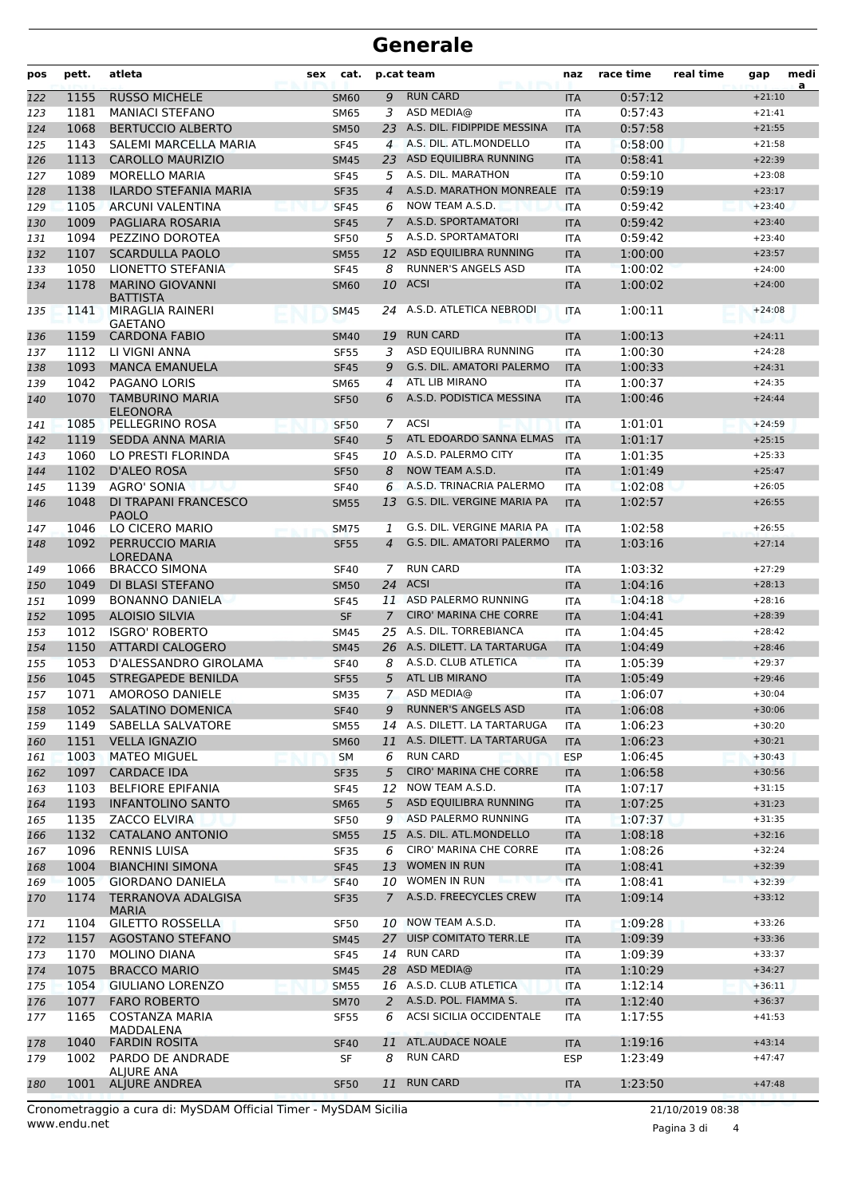# Generale

| pos | pett. | atleta | sex | cat. | p.cat | team | naz | race time | real time | gap | media |
|---|---|---|---|---|---|---|---|---|---|---|---|
| 122 | 1155 | RUSSO MICHELE | | SM60 | 9 | RUN CARD | ITA | 0:57:12 | | +21:10 | |
| 123 | 1181 | MANIACI STEFANO | | SM65 | 3 | ASD MEDIA@ | ITA | 0:57:43 | | +21:41 | |
| 124 | 1068 | BERTUCCIO ALBERTO | | SM50 | 23 | A.S. DIL. FIDIPPIDE MESSINA | ITA | 0:57:58 | | +21:55 | |
| 125 | 1143 | SALEMI MARCELLA MARIA | | SF45 | 4 | A.S. DIL. ATL.MONDELLO | ITA | 0:58:00 | | +21:58 | |
| 126 | 1113 | CAROLLO MAURIZIO | | SM45 | 23 | ASD EQUILIBRA RUNNING | ITA | 0:58:41 | | +22:39 | |
| 127 | 1089 | MORELLO MARIA | | SF45 | 5 | A.S. DIL. MARATHON | ITA | 0:59:10 | | +23:08 | |
| 128 | 1138 | ILARDO STEFANIA MARIA | | SF35 | 4 | A.S.D. MARATHON MONREALE | ITA | 0:59:19 | | +23:17 | |
| 129 | 1105 | ARCUNI VALENTINA | | SF45 | 6 | NOW TEAM A.S.D. | ITA | 0:59:42 | | +23:40 | |
| 130 | 1009 | PAGLIARA ROSARIA | | SF45 | 7 | A.S.D. SPORTAMATORI | ITA | 0:59:42 | | +23:40 | |
| 131 | 1094 | PEZZINO DOROTEA | | SF50 | 5 | A.S.D. SPORTAMATORI | ITA | 0:59:42 | | +23:40 | |
| 132 | 1107 | SCARDULLA PAOLO | | SM55 | 12 | ASD EQUILIBRA RUNNING | ITA | 1:00:00 | | +23:57 | |
| 133 | 1050 | LIONETTO STEFANIA | | SF45 | 8 | RUNNER'S ANGELS ASD | ITA | 1:00:02 | | +24:00 | |
| 134 | 1178 | MARINO GIOVANNI BATTISTA | | SM60 | 10 | ACSI | ITA | 1:00:02 | | +24:00 | |
| 135 | 1141 | MIRAGLIA RAINERI GAETANO | | SM45 | 24 | A.S.D. ATLETICA NEBRODI | ITA | 1:00:11 | | +24:08 | |
| 136 | 1159 | CARDONA FABIO | | SM40 | 19 | RUN CARD | ITA | 1:00:13 | | +24:11 | |
| 137 | 1112 | LI VIGNI ANNA | | SF55 | 3 | ASD EQUILIBRA RUNNING | ITA | 1:00:30 | | +24:28 | |
| 138 | 1093 | MANCA EMANUELA | | SF45 | 9 | G.S. DIL. AMATORI PALERMO | ITA | 1:00:33 | | +24:31 | |
| 139 | 1042 | PAGANO LORIS | | SM65 | 4 | ATL LIB MIRANO | ITA | 1:00:37 | | +24:35 | |
| 140 | 1070 | TAMBURINO MARIA ELEONORA | | SF50 | 6 | A.S.D. PODISTICA MESSINA | ITA | 1:00:46 | | +24:44 | |
| 141 | 1085 | PELLEGRINO ROSA | | SF50 | 7 | ACSI | ITA | 1:01:01 | | +24:59 | |
| 142 | 1119 | SEDDA ANNA MARIA | | SF40 | 5 | ATL EDOARDO SANNA ELMAS | ITA | 1:01:17 | | +25:15 | |
| 143 | 1060 | LO PRESTI FLORINDA | | SF45 | 10 | A.S.D. PALERMO CITY | ITA | 1:01:35 | | +25:33 | |
| 144 | 1102 | D'ALEO ROSA | | SF50 | 8 | NOW TEAM A.S.D. | ITA | 1:01:49 | | +25:47 | |
| 145 | 1139 | AGRO' SONIA | | SF40 | 6 | A.S.D. TRINACRIA PALERMO | ITA | 1:02:08 | | +26:05 | |
| 146 | 1048 | DI TRAPANI FRANCESCO PAOLO | | SM55 | 13 | G.S. DIL. VERGINE MARIA PA | ITA | 1:02:57 | | +26:55 | |
| 147 | 1046 | LO CICERO MARIO | | SM75 | 1 | G.S. DIL. VERGINE MARIA PA | ITA | 1:02:58 | | +26:55 | |
| 148 | 1092 | PERRUCCIO MARIA LOREDANA | | SF55 | 4 | G.S. DIL. AMATORI PALERMO | ITA | 1:03:16 | | +27:14 | |
| 149 | 1066 | BRACCO SIMONA | | SF40 | 7 | RUN CARD | ITA | 1:03:32 | | +27:29 | |
| 150 | 1049 | DI BLASI STEFANO | | SM50 | 24 | ACSI | ITA | 1:04:16 | | +28:13 | |
| 151 | 1099 | BONANNO DANIELA | | SF45 | 11 | ASD PALERMO RUNNING | ITA | 1:04:18 | | +28:16 | |
| 152 | 1095 | ALOISIO SILVIA | | SF | 7 | CIRO' MARINA CHE CORRE | ITA | 1:04:41 | | +28:39 | |
| 153 | 1012 | ISGRO' ROBERTO | | SM45 | 25 | A.S. DIL. TORREBIANCA | ITA | 1:04:45 | | +28:42 | |
| 154 | 1150 | ATTARDI CALOGERO | | SM45 | 26 | A.S. DILETT. LA TARTARUGA | ITA | 1:04:49 | | +28:46 | |
| 155 | 1053 | D'ALESSANDRO GIROLAMA | | SF40 | 8 | A.S.D. CLUB ATLETICA | ITA | 1:05:39 | | +29:37 | |
| 156 | 1045 | STREGAPEDE BENILDA | | SF55 | 5 | ATL LIB MIRANO | ITA | 1:05:49 | | +29:46 | |
| 157 | 1071 | AMOROSO DANIELE | | SM35 | 7 | ASD MEDIA@ | ITA | 1:06:07 | | +30:04 | |
| 158 | 1052 | SALATINO DOMENICA | | SF40 | 9 | RUNNER'S ANGELS ASD | ITA | 1:06:08 | | +30:06 | |
| 159 | 1149 | SABELLA SALVATORE | | SM55 | 14 | A.S. DILETT. LA TARTARUGA | ITA | 1:06:23 | | +30:20 | |
| 160 | 1151 | VELLA IGNAZIO | | SM60 | 11 | A.S. DILETT. LA TARTARUGA | ITA | 1:06:23 | | +30:21 | |
| 161 | 1003 | MATEO MIGUEL | | SM | 6 | RUN CARD | ESP | 1:06:45 | | +30:43 | |
| 162 | 1097 | CARDACE IDA | | SF35 | 5 | CIRO' MARINA CHE CORRE | ITA | 1:06:58 | | +30:56 | |
| 163 | 1103 | BELFIORE EPIFANIA | | SF45 | 12 | NOW TEAM A.S.D. | ITA | 1:07:17 | | +31:15 | |
| 164 | 1193 | INFANTOLINO SANTO | | SM65 | 5 | ASD EQUILIBRA RUNNING | ITA | 1:07:25 | | +31:23 | |
| 165 | 1135 | ZACCO ELVIRA | | SF50 | 9 | ASD PALERMO RUNNING | ITA | 1:07:37 | | +31:35 | |
| 166 | 1132 | CATALANO ANTONIO | | SM55 | 15 | A.S. DIL. ATL.MONDELLO | ITA | 1:08:18 | | +32:16 | |
| 167 | 1096 | RENNIS LUISA | | SF35 | 6 | CIRO' MARINA CHE CORRE | ITA | 1:08:26 | | +32:24 | |
| 168 | 1004 | BIANCHINI SIMONA | | SF45 | 13 | WOMEN IN RUN | ITA | 1:08:41 | | +32:39 | |
| 169 | 1005 | GIORDANO DANIELA | | SF40 | 10 | WOMEN IN RUN | ITA | 1:08:41 | | +32:39 | |
| 170 | 1174 | TERRANOVA ADALGISA MARIA | | SF35 | 7 | A.S.D. FREECYCLES CREW | ITA | 1:09:14 | | +33:12 | |
| 171 | 1104 | GILETTO ROSSELLA | | SF50 | 10 | NOW TEAM A.S.D. | ITA | 1:09:28 | | +33:26 | |
| 172 | 1157 | AGOSTANO STEFANO | | SM45 | 27 | UISP COMITATO TERR.LE | ITA | 1:09:39 | | +33:36 | |
| 173 | 1170 | MOLINO DIANA | | SF45 | 14 | RUN CARD | ITA | 1:09:39 | | +33:37 | |
| 174 | 1075 | BRACCO MARIO | | SM45 | 28 | ASD MEDIA@ | ITA | 1:10:29 | | +34:27 | |
| 175 | 1054 | GIULIANO LORENZO | | SM55 | 16 | A.S.D. CLUB ATLETICA | ITA | 1:12:14 | | +36:11 | |
| 176 | 1077 | FARO ROBERTO | | SM70 | 2 | A.S.D. POL. FIAMMA S. | ITA | 1:12:40 | | +36:37 | |
| 177 | 1165 | COSTANZA MARIA MADDALENA | | SF55 | 6 | ACSI SICILIA OCCIDENTALE | ITA | 1:17:55 | | +41:53 | |
| 178 | 1040 | FARDIN ROSITA | | SF40 | 11 | ATL.AUDACE NOALE | ITA | 1:19:16 | | +43:14 | |
| 179 | 1002 | PARDO DE ANDRADE ALJURE ANA | | SF | 8 | RUN CARD | ESP | 1:23:49 | | +47:47 | |
| 180 | 1001 | ALJURE ANDREA | | SF50 | 11 | RUN CARD | ITA | 1:23:50 | | +47:48 | |

Cronometraggio a cura di: MySDAM Official Timer - MySDAM Sicilia
www.endu.net

21/10/2019 08:38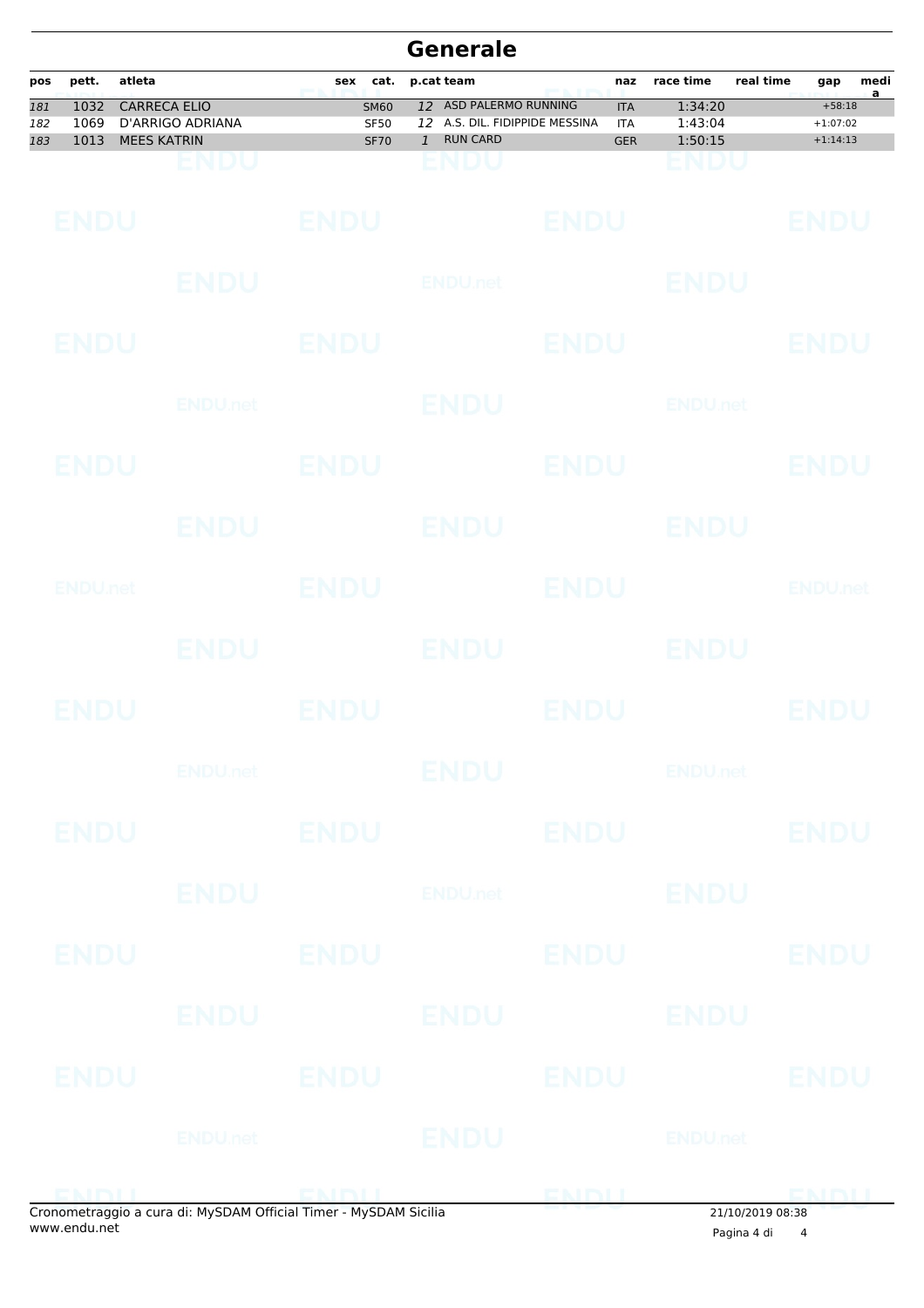# Generale

| pos | pett. | atleta | sex | cat. | p.cat | team | naz | race time | real time | gap | media |
|---|---|---|---|---|---|---|---|---|---|---|---|
| 181 | 1032 | CARRECA ELIO | | SM60 | 12 | ASD PALERMO RUNNING | ITA | 1:34:20 | | +58:18 | |
| 182 | 1069 | D'ARRIGO ADRIANA | | SF50 | 12 | A.S. DIL. FIDIPPIDE MESSINA | ITA | 1:43:04 | | +1:07:02 | |
| 183 | 1013 | MEES KATRIN | | SF70 | 1 | RUN CARD | GER | 1:50:15 | | +1:14:13 | |

Cronometraggio a cura di: MySDAM Official Timer - MySDAM Sicilia
www.endu.net

21/10/2019 08:38